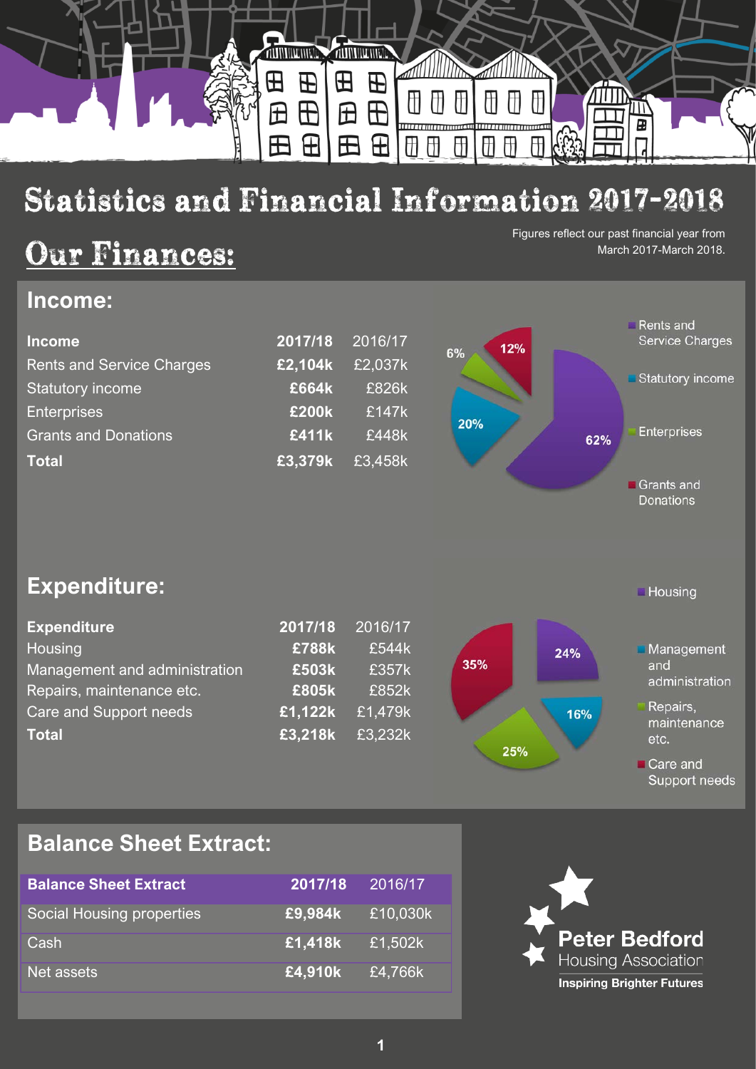# Statistics and Financial Information 2017-2018

## Our Finances:

Figures reflect our past financial year from March 2017-March 2018.

### Income:

| Income | 2017/18 | 2016/17 |
|---|---|---|
| Rents and Service Charges | **£2,104k** | £2,037k |
| Statutory income | **£664k** | £826k |
| Enterprises | **£200k** | £147k |
| Grants and Donations | **£411k** | £448k |
| **Total** | **£3,379k** | £3,458k |

Rents and Service Charges 62%, Statutory income 20%, Enterprises 6%, Grants and Donations 12%

### Expenditure:

| Expenditure | 2017/18 | 2016/17 |
|---|---|---|
| Housing | **£788k** | £544k |
| Management and administration | **£503k** | £357k |
| Repairs, maintenance etc. | **£805k** | £852k |
| Care and Support needs | **£1,122k** | £1,479k |
| **Total** | **£3,218k** | £3,232k |

Housing 24%, Management and administration 16%, Repairs, maintenance etc. 25%, Care and Support needs 35%

### Balance Sheet Extract:

| Balance Sheet Extract | 2017/18 | 2016/17 |
|---|---|---|
| Social Housing properties | **£9,984k** | £10,030k |
| Cash | **£1,418k** | £1,502k |
| Net assets | **£4,910k** | £4,766k |

Peter Bedford Housing Association

**Inspiring Brighter Futures**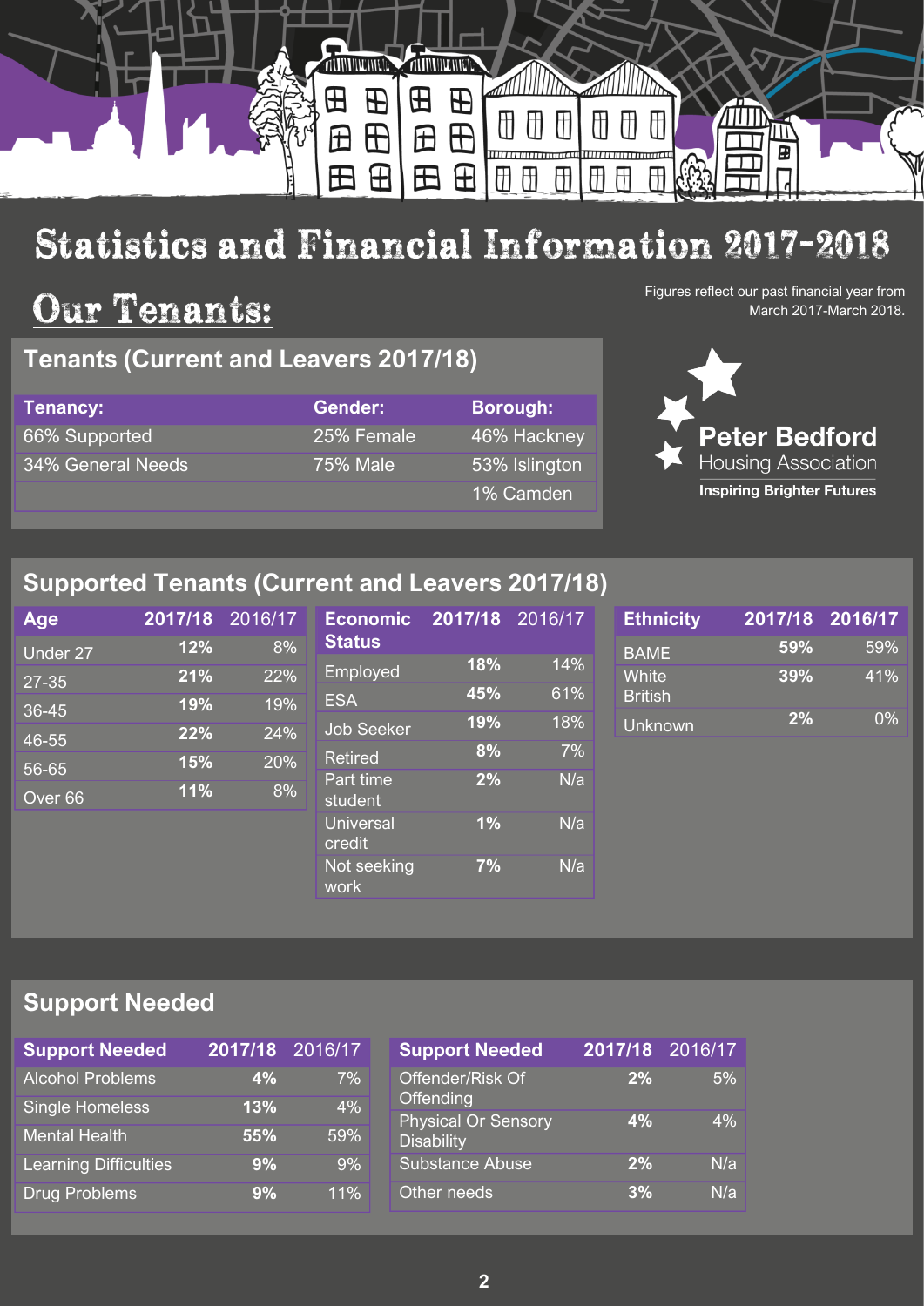# Statistics and Financial Information 2017-2018

## Our Tenants:

Figures reflect our past financial year from March 2017-March 2018.

Peter Bedford Housing Association
Inspiring Brighter Futures

### Tenants (Current and Leavers 2017/18)

| Tenancy: | Gender: | Borough: |
|---|---|---|
| 66% Supported | 25% Female | 46% Hackney |
| 34% General Needs | 75% Male | 53% Islington |
| | | 1% Camden |

### Supported Tenants (Current and Leavers 2017/18)

| Age | 2017/18 | 2016/17 |
|---|---|---|
| Under 27 | **12%** | 8% |
| 27-35 | **21%** | 22% |
| 36-45 | **19%** | 19% |
| 46-55 | **22%** | 24% |
| 56-65 | **15%** | 20% |
| Over 66 | **11%** | 8% |

| Economic Status | 2017/18 | 2016/17 |
|---|---|---|
| Employed | **18%** | 14% |
| ESA | **45%** | 61% |
| Job Seeker | **19%** | 18% |
| Retired | **8%** | 7% |
| Part time student | **2%** | N/a |
| Universal credit | **1%** | N/a |
| Not seeking work | **7%** | N/a |

| Ethnicity | 2017/18 | 2016/17 |
|---|---|---|
| BAME | **59%** | 59% |
| White British | **39%** | 41% |
| Unknown | **2%** | 0% |

### Support Needed

| Support Needed | 2017/18 | 2016/17 |
|---|---|---|
| Alcohol Problems | **4%** | 7% |
| Single Homeless | **13%** | 4% |
| Mental Health | **55%** | 59% |
| Learning Difficulties | **9%** | 9% |
| Drug Problems | **9%** | 11% |

| Support Needed | 2017/18 | 2016/17 |
|---|---|---|
| Offender/Risk Of Offending | **2%** | 5% |
| Physical Or Sensory Disability | **4%** | 4% |
| Substance Abuse | **2%** | N/a |
| Other needs | **3%** | N/a |